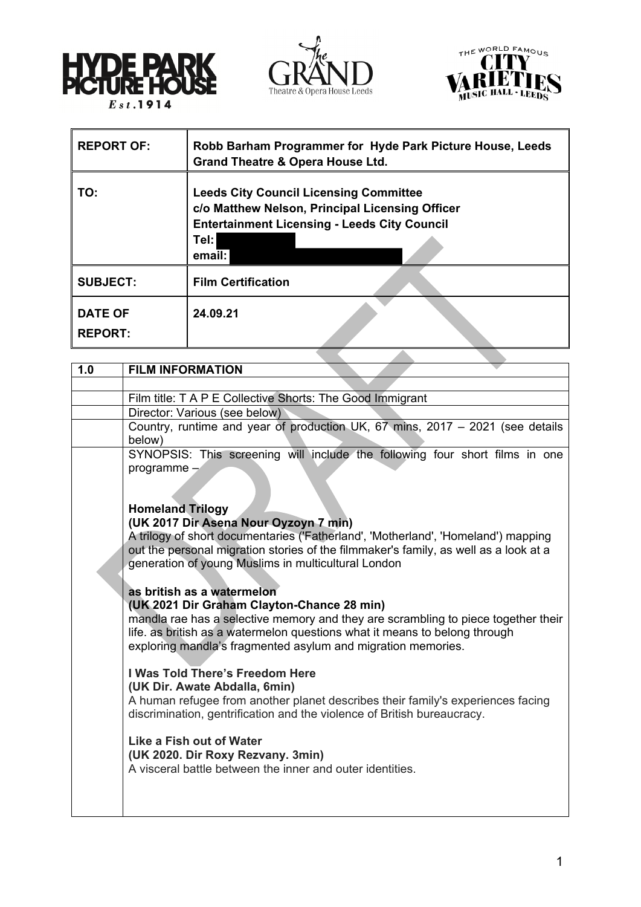| | |
|---|---|
| **REPORT OF:** | **Robb Barham Programmer for Hyde Park Picture House, Leeds Grand Theatre & Opera House Ltd.** |
| **TO:** | **Leeds City Council Licensing Committee**<br>**c/o Matthew Nelson, Principal Licensing Officer**<br>**Entertainment Licensing - Leeds City Council**<br>**Tel:**<br>**email:** |
| **SUBJECT:** | **Film Certification** |
| **DATE OF REPORT:** | **24.09.21** |

| **1.0** | **FILM INFORMATION** |
|---|---|
| | |
| | Film title: T A P E Collective Shorts: The Good Immigrant |
| | Director: Various (see below) |
| | Country, runtime and year of production UK, 67 mins, 2017 – 2021 (see details below) |
| | SYNOPSIS: This screening will include the following four short films in one programme –<br><br>**Homeland Trilogy**<br>**(UK 2017 Dir Asena Nour Oyzoyn 7 min)**<br>A trilogy of short documentaries ('Fatherland', 'Motherland', 'Homeland') mapping out the personal migration stories of the filmmaker's family, as well as a look at a generation of young Muslims in multicultural London<br><br>**as british as a watermelon**<br>**(UK 2021 Dir Graham Clayton-Chance 28 min)**<br>mandla rae has a selective memory and they are scrambling to piece together their life. as british as a watermelon questions what it means to belong through exploring mandla's fragmented asylum and migration memories.<br><br>**I Was Told There's Freedom Here**<br>**(UK Dir. Awate Abdalla, 6min)**<br>A human refugee from another planet describes their family's experiences facing discrimination, gentrification and the violence of British bureaucracy.<br><br>**Like a Fish out of Water**<br>**(UK 2020. Dir Roxy Rezvany. 3min)**<br>A visceral battle between the inner and outer identities. |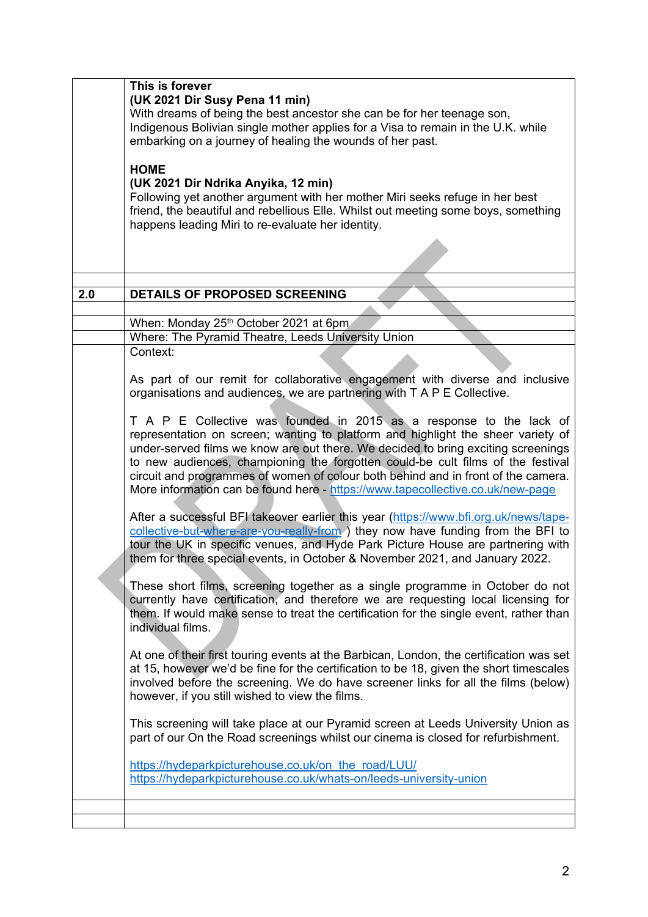| | |
|---|---|
| | **This is forever**<br>**(UK 2021 Dir Susy Pena 11 min)**<br>With dreams of being the best ancestor she can be for her teenage son, Indigenous Bolivian single mother applies for a Visa to remain in the U.K. while embarking on a journey of healing the wounds of her past.<br><br>**HOME**<br>**(UK 2021 Dir Ndrika Anyika, 12 min)**<br>Following yet another argument with her mother Miri seeks refuge in her best friend, the beautiful and rebellious Elle. Whilst out meeting some boys, something happens leading Miri to re-evaluate her identity. |
| | |
| **2.0** | **DETAILS OF PROPOSED SCREENING** |
| | |
| | When: Monday 25th October 2021 at 6pm |
| | Where: The Pyramid Theatre, Leeds University Union |
| | Context:<br><br>As part of our remit for collaborative engagement with diverse and inclusive organisations and audiences, we are partnering with T A P E Collective.<br><br>T A P E Collective was founded in 2015 as a response to the lack of representation on screen; wanting to platform and highlight the sheer variety of under-served films we know are out there. We decided to bring exciting screenings to new audiences, championing the forgotten could-be cult films of the festival circuit and programmes of women of colour both behind and in front of the camera. More information can be found here - https://www.tapecollective.co.uk/new-page<br><br>After a successful BFI takeover earlier this year (https://www.bfi.org.uk/news/tape-collective-but-where-are-you-really-from ) they now have funding from the BFI to tour the UK in specific venues, and Hyde Park Picture House are partnering with them for three special events, in October & November 2021, and January 2022.<br><br>These short films, screening together as a single programme in October do not currently have certification, and therefore we are requesting local licensing for them. If would make sense to treat the certification for the single event, rather than individual films.<br><br>At one of their first touring events at the Barbican, London, the certification was set at 15, however we'd be fine for the certification to be 18, given the short timescales involved before the screening. We do have screener links for all the films (below) however, if you still wished to view the films.<br><br>This screening will take place at our Pyramid screen at Leeds University Union as part of our On the Road screenings whilst our cinema is closed for refurbishment.<br><br>https://hydeparkpicturehouse.co.uk/on_the_road/LUU/<br>https://hydeparkpicturehouse.co.uk/whats-on/leeds-university-union |
| | |
| | |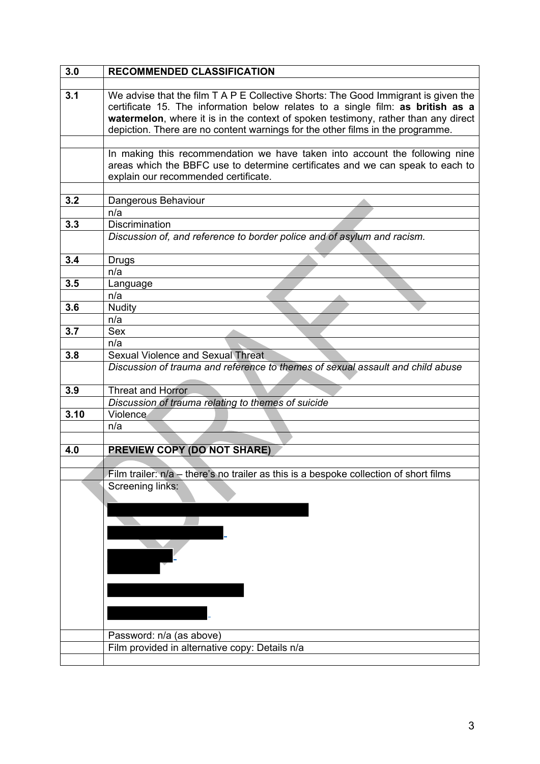| | |
|---|---|
| **3.0** | **RECOMMENDED CLASSIFICATION** |
| | |
| **3.1** | We advise that the film T A P E Collective Shorts: The Good Immigrant is given the certificate 15. The information below relates to a single film: **as british as a watermelon**, where it is in the context of spoken testimony, rather than any direct depiction. There are no content warnings for the other films in the programme. |
| | |
| | In making this recommendation we have taken into account the following nine areas which the BBFC use to determine certificates and we can speak to each to explain our recommended certificate. |
| | |
| **3.2** | Dangerous Behaviour |
| | n/a |
| **3.3** | Discrimination |
| | *Discussion of, and reference to border police and of asylum and racism.* |
| **3.4** | Drugs |
| | n/a |
| **3.5** | Language |
| | n/a |
| **3.6** | Nudity |
| | n/a |
| **3.7** | Sex |
| | n/a |
| **3.8** | Sexual Violence and Sexual Threat |
| | *Discussion of trauma and reference to themes of sexual assault and child abuse* |
| **3.9** | Threat and Horror |
| | *Discussion of trauma relating to themes of suicide* |
| **3.10** | Violence |
| | n/a |
| | |
| **4.0** | **PREVIEW COPY (DO NOT SHARE)** |
| | |
| | Film trailer: n/a – there's no trailer as this is a bespoke collection of short films |
| | Screening links: |
| | Password: n/a (as above) |
| | Film provided in alternative copy: Details n/a |
| | |